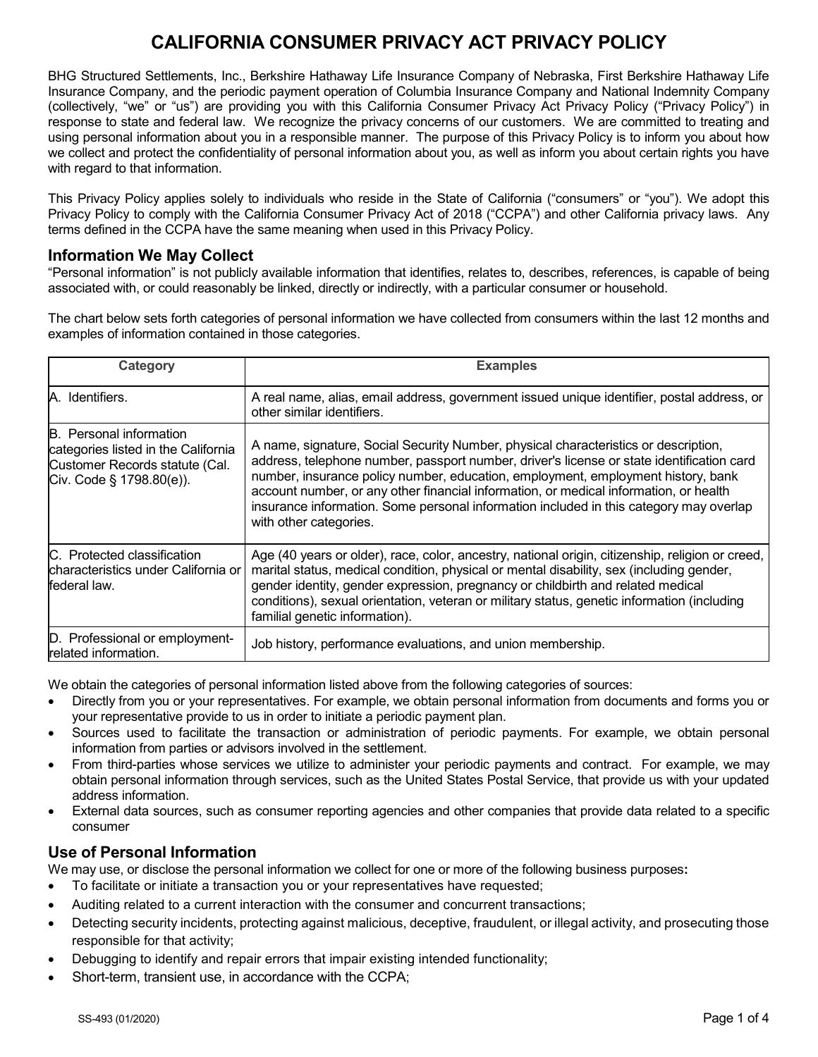# CALIFORNIA CONSUMER PRIVACY ACT PRIVACY POLICY

BHG Structured Settlements, Inc., Berkshire Hathaway Life Insurance Company of Nebraska, First Berkshire Hathaway Life Insurance Company, and the periodic payment operation of Columbia Insurance Company and National Indemnity Company (collectively, "we" or "us") are providing you with this California Consumer Privacy Act Privacy Policy ("Privacy Policy") in response to state and federal law. We recognize the privacy concerns of our customers. We are committed to treating and using personal information about you in a responsible manner. The purpose of this Privacy Policy is to inform you about how we collect and protect the confidentiality of personal information about you, as well as inform you about certain rights you have with regard to that information.

This Privacy Policy applies solely to individuals who reside in the State of California ("consumers" or "you"). We adopt this Privacy Policy to comply with the California Consumer Privacy Act of 2018 ("CCPA") and other California privacy laws. Any terms defined in the CCPA have the same meaning when used in this Privacy Policy.

## Information We May Collect

"Personal information" is not publicly available information that identifies, relates to, describes, references, is capable of being associated with, or could reasonably be linked, directly or indirectly, with a particular consumer or household.

The chart below sets forth categories of personal information we have collected from consumers within the last 12 months and examples of information contained in those categories.

| Category | Examples |
|---|---|
| A. Identifiers. | A real name, alias, email address, government issued unique identifier, postal address, or other similar identifiers. |
| B. Personal information categories listed in the California Customer Records statute (Cal. Civ. Code § 1798.80(e)). | A name, signature, Social Security Number, physical characteristics or description, address, telephone number, passport number, driver's license or state identification card number, insurance policy number, education, employment, employment history, bank account number, or any other financial information, or medical information, or health insurance information. Some personal information included in this category may overlap with other categories. |
| C. Protected classification characteristics under California or federal law. | Age (40 years or older), race, color, ancestry, national origin, citizenship, religion or creed, marital status, medical condition, physical or mental disability, sex (including gender, gender identity, gender expression, pregnancy or childbirth and related medical conditions), sexual orientation, veteran or military status, genetic information (including familial genetic information). |
| D. Professional or employment-related information. | Job history, performance evaluations, and union membership. |

We obtain the categories of personal information listed above from the following categories of sources:

- Directly from you or your representatives. For example, we obtain personal information from documents and forms you or your representative provide to us in order to initiate a periodic payment plan.
- Sources used to facilitate the transaction or administration of periodic payments. For example, we obtain personal information from parties or advisors involved in the settlement.
- From third-parties whose services we utilize to administer your periodic payments and contract. For example, we may obtain personal information through services, such as the United States Postal Service, that provide us with your updated address information.
- External data sources, such as consumer reporting agencies and other companies that provide data related to a specific consumer

## Use of Personal Information

We may use, or disclose the personal information we collect for one or more of the following business purposes**:**

- To facilitate or initiate a transaction you or your representatives have requested;
- Auditing related to a current interaction with the consumer and concurrent transactions;
- Detecting security incidents, protecting against malicious, deceptive, fraudulent, or illegal activity, and prosecuting those responsible for that activity;
- Debugging to identify and repair errors that impair existing intended functionality;
- Short-term, transient use, in accordance with the CCPA;

SS-493 (01/2020)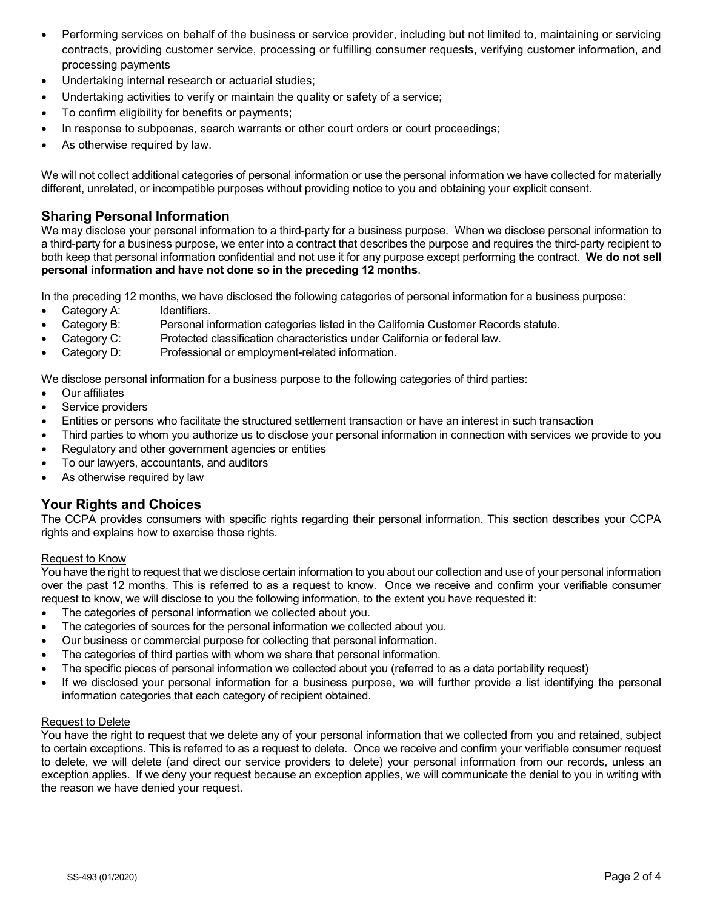- Performing services on behalf of the business or service provider, including but not limited to, maintaining or servicing contracts, providing customer service, processing or fulfilling consumer requests, verifying customer information, and processing payments
- Undertaking internal research or actuarial studies;
- Undertaking activities to verify or maintain the quality or safety of a service;
- To confirm eligibility for benefits or payments;
- In response to subpoenas, search warrants or other court orders or court proceedings;
- As otherwise required by law.

We will not collect additional categories of personal information or use the personal information we have collected for materially different, unrelated, or incompatible purposes without providing notice to you and obtaining your explicit consent.

## Sharing Personal Information

We may disclose your personal information to a third-party for a business purpose. When we disclose personal information to a third-party for a business purpose, we enter into a contract that describes the purpose and requires the third-party recipient to both keep that personal information confidential and not use it for any purpose except performing the contract. **We do not sell personal information and have not done so in the preceding 12 months**.

In the preceding 12 months, we have disclosed the following categories of personal information for a business purpose:

- Category A: Identifiers.
- Category B: Personal information categories listed in the California Customer Records statute.
- Category C: Protected classification characteristics under California or federal law.
- Category D: Professional or employment-related information.

We disclose personal information for a business purpose to the following categories of third parties:

- Our affiliates
- Service providers
- Entities or persons who facilitate the structured settlement transaction or have an interest in such transaction
- Third parties to whom you authorize us to disclose your personal information in connection with services we provide to you
- Regulatory and other government agencies or entities
- To our lawyers, accountants, and auditors
- As otherwise required by law

## Your Rights and Choices

The CCPA provides consumers with specific rights regarding their personal information. This section describes your CCPA rights and explains how to exercise those rights.

Request to Know

You have the right to request that we disclose certain information to you about our collection and use of your personal information over the past 12 months. This is referred to as a request to know. Once we receive and confirm your verifiable consumer request to know, we will disclose to you the following information, to the extent you have requested it:

- The categories of personal information we collected about you.
- The categories of sources for the personal information we collected about you.
- Our business or commercial purpose for collecting that personal information.
- The categories of third parties with whom we share that personal information.
- The specific pieces of personal information we collected about you (referred to as a data portability request)
- If we disclosed your personal information for a business purpose, we will further provide a list identifying the personal information categories that each category of recipient obtained.

Request to Delete

You have the right to request that we delete any of your personal information that we collected from you and retained, subject to certain exceptions. This is referred to as a request to delete. Once we receive and confirm your verifiable consumer request to delete, we will delete (and direct our service providers to delete) your personal information from our records, unless an exception applies. If we deny your request because an exception applies, we will communicate the denial to you in writing with the reason we have denied your request.

SS-493 (01/2020)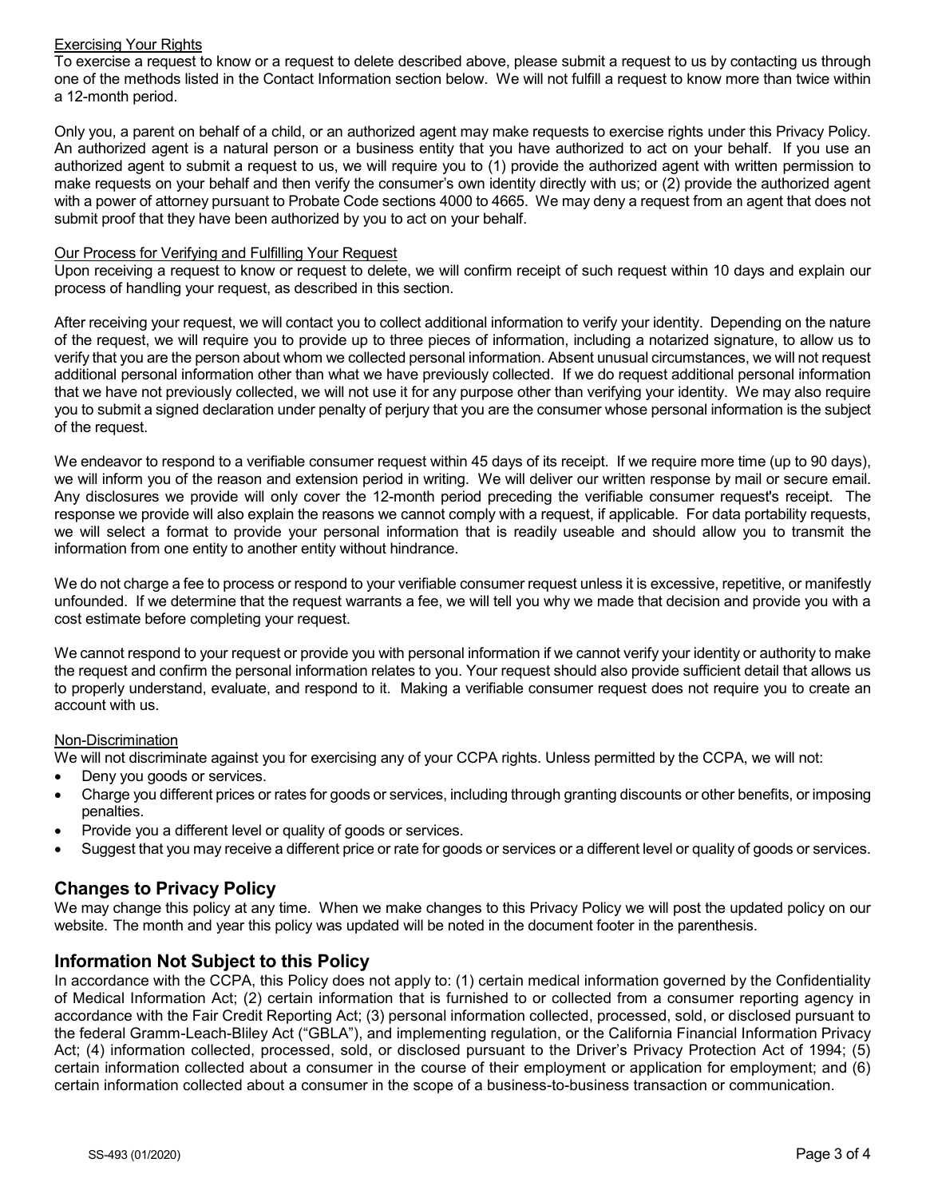Exercising Your Rights

To exercise a request to know or a request to delete described above, please submit a request to us by contacting us through one of the methods listed in the Contact Information section below. We will not fulfill a request to know more than twice within a 12-month period.

Only you, a parent on behalf of a child, or an authorized agent may make requests to exercise rights under this Privacy Policy. An authorized agent is a natural person or a business entity that you have authorized to act on your behalf. If you use an authorized agent to submit a request to us, we will require you to (1) provide the authorized agent with written permission to make requests on your behalf and then verify the consumer's own identity directly with us; or (2) provide the authorized agent with a power of attorney pursuant to Probate Code sections 4000 to 4665. We may deny a request from an agent that does not submit proof that they have been authorized by you to act on your behalf.

Our Process for Verifying and Fulfilling Your Request

Upon receiving a request to know or request to delete, we will confirm receipt of such request within 10 days and explain our process of handling your request, as described in this section.

After receiving your request, we will contact you to collect additional information to verify your identity. Depending on the nature of the request, we will require you to provide up to three pieces of information, including a notarized signature, to allow us to verify that you are the person about whom we collected personal information. Absent unusual circumstances, we will not request additional personal information other than what we have previously collected. If we do request additional personal information that we have not previously collected, we will not use it for any purpose other than verifying your identity. We may also require you to submit a signed declaration under penalty of perjury that you are the consumer whose personal information is the subject of the request.

We endeavor to respond to a verifiable consumer request within 45 days of its receipt. If we require more time (up to 90 days), we will inform you of the reason and extension period in writing. We will deliver our written response by mail or secure email. Any disclosures we provide will only cover the 12-month period preceding the verifiable consumer request's receipt. The response we provide will also explain the reasons we cannot comply with a request, if applicable. For data portability requests, we will select a format to provide your personal information that is readily useable and should allow you to transmit the information from one entity to another entity without hindrance.

We do not charge a fee to process or respond to your verifiable consumer request unless it is excessive, repetitive, or manifestly unfounded. If we determine that the request warrants a fee, we will tell you why we made that decision and provide you with a cost estimate before completing your request.

We cannot respond to your request or provide you with personal information if we cannot verify your identity or authority to make the request and confirm the personal information relates to you. Your request should also provide sufficient detail that allows us to properly understand, evaluate, and respond to it. Making a verifiable consumer request does not require you to create an account with us.

Non-Discrimination

We will not discriminate against you for exercising any of your CCPA rights. Unless permitted by the CCPA, we will not:

- Deny you goods or services.
- Charge you different prices or rates for goods or services, including through granting discounts or other benefits, or imposing penalties.
- Provide you a different level or quality of goods or services.
- Suggest that you may receive a different price or rate for goods or services or a different level or quality of goods or services.

## Changes to Privacy Policy

We may change this policy at any time. When we make changes to this Privacy Policy we will post the updated policy on our website. The month and year this policy was updated will be noted in the document footer in the parenthesis.

## Information Not Subject to this Policy

In accordance with the CCPA, this Policy does not apply to: (1) certain medical information governed by the Confidentiality of Medical Information Act; (2) certain information that is furnished to or collected from a consumer reporting agency in accordance with the Fair Credit Reporting Act; (3) personal information collected, processed, sold, or disclosed pursuant to the federal Gramm-Leach-Bliley Act ("GBLA"), and implementing regulation, or the California Financial Information Privacy Act; (4) information collected, processed, sold, or disclosed pursuant to the Driver's Privacy Protection Act of 1994; (5) certain information collected about a consumer in the course of their employment or application for employment; and (6) certain information collected about a consumer in the scope of a business-to-business transaction or communication.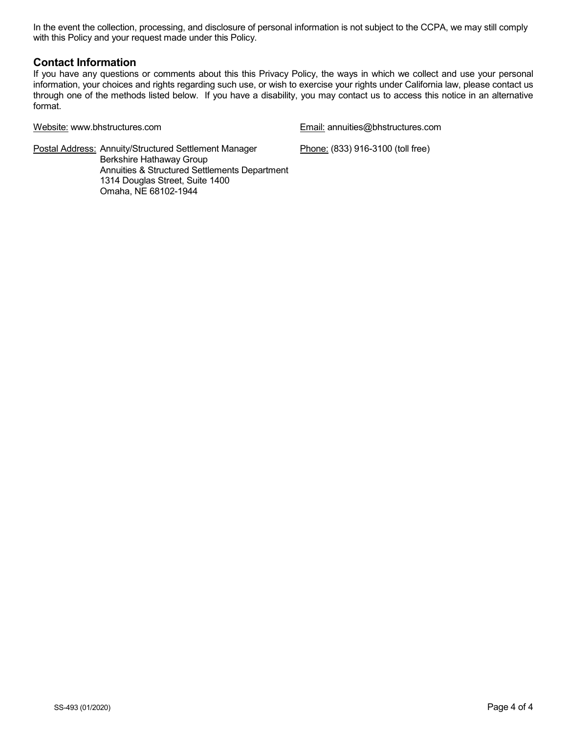In the event the collection, processing, and disclosure of personal information is not subject to the CCPA, we may still comply with this Policy and your request made under this Policy.

## Contact Information

If you have any questions or comments about this this Privacy Policy, the ways in which we collect and use your personal information, your choices and rights regarding such use, or wish to exercise your rights under California law, please contact us through one of the methods listed below. If you have a disability, you may contact us to access this notice in an alternative format.

Website: www.bhstructures.com

Email: annuities@bhstructures.com

Postal Address: Annuity/Structured Settlement Manager
Berkshire Hathaway Group
Annuities & Structured Settlements Department
1314 Douglas Street, Suite 1400
Omaha, NE 68102-1944

Phone: (833) 916-3100 (toll free)

SS-493 (01/2020)